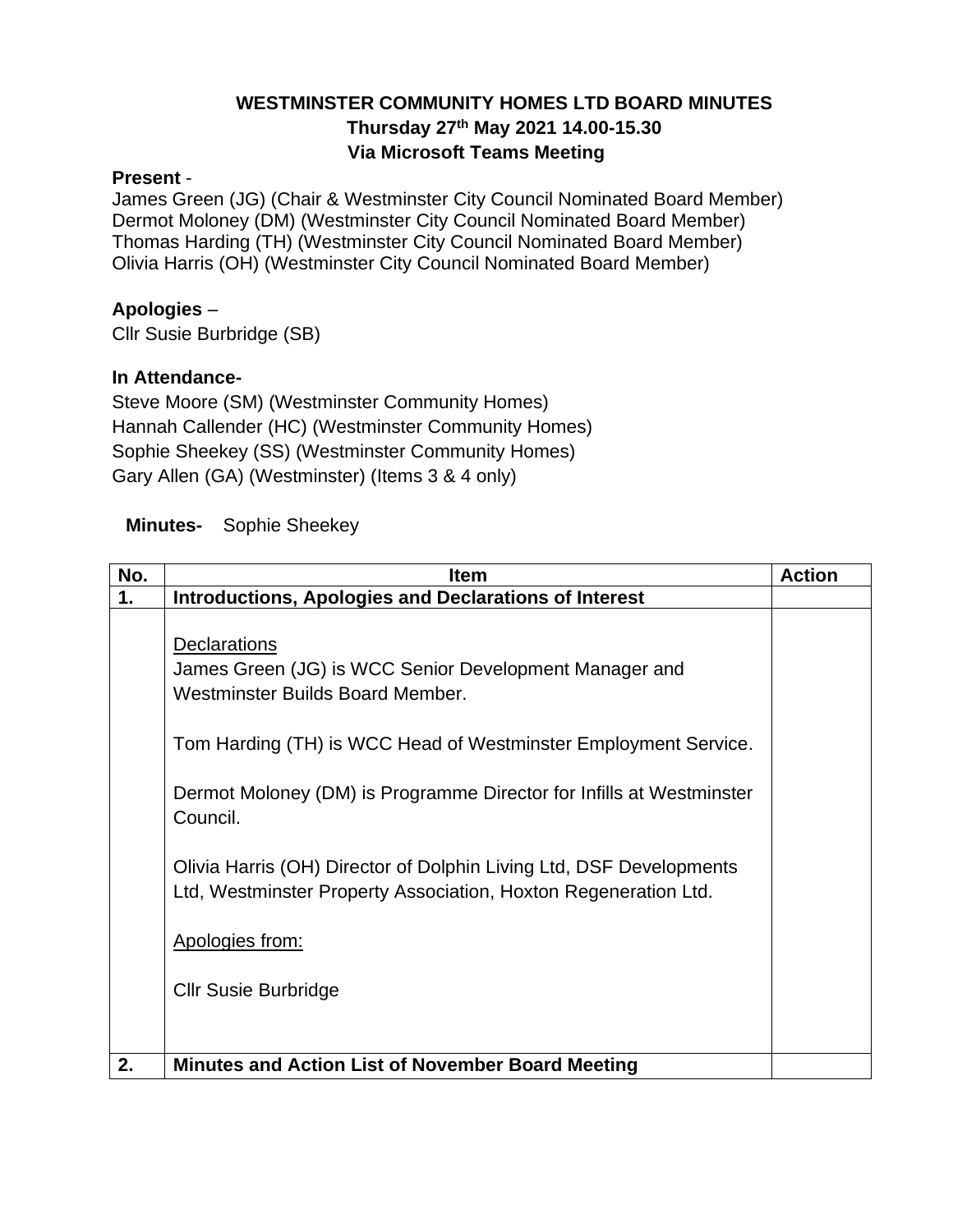# WESTMINSTER COMMUNITY HOMES LTD BOARD MINUTES
## Thursday 27th May 2021 14.00-15.30
## Via Microsoft Teams Meeting

**Present** -
James Green (JG) (Chair & Westminster City Council Nominated Board Member)
Dermot Moloney (DM) (Westminster City Council Nominated Board Member)
Thomas Harding (TH) (Westminster City Council Nominated Board Member)
Olivia Harris (OH) (Westminster City Council Nominated Board Member)

**Apologies** –
Cllr Susie Burbridge (SB)

**In Attendance-**
Steve Moore (SM) (Westminster Community Homes)
Hannah Callender (HC) (Westminster Community Homes)
Sophie Sheekey (SS) (Westminster Community Homes)
Gary Allen (GA) (Westminster) (Items 3 & 4 only)

**Minutes-** Sophie Sheekey

| No. | Item | Action |
|---|---|---|
| 1. | **Introductions, Apologies and Declarations of Interest** | |
| | Declarations<br><br>James Green (JG) is WCC Senior Development Manager and Westminster Builds Board Member.<br><br>Tom Harding (TH) is WCC Head of Westminster Employment Service.<br><br>Dermot Moloney (DM) is Programme Director for Infills at Westminster Council.<br><br>Olivia Harris (OH) Director of Dolphin Living Ltd, DSF Developments Ltd, Westminster Property Association, Hoxton Regeneration Ltd.<br><br>Apologies from:<br><br>Cllr Susie Burbridge | |
| 2. | **Minutes and Action List of November Board Meeting** | |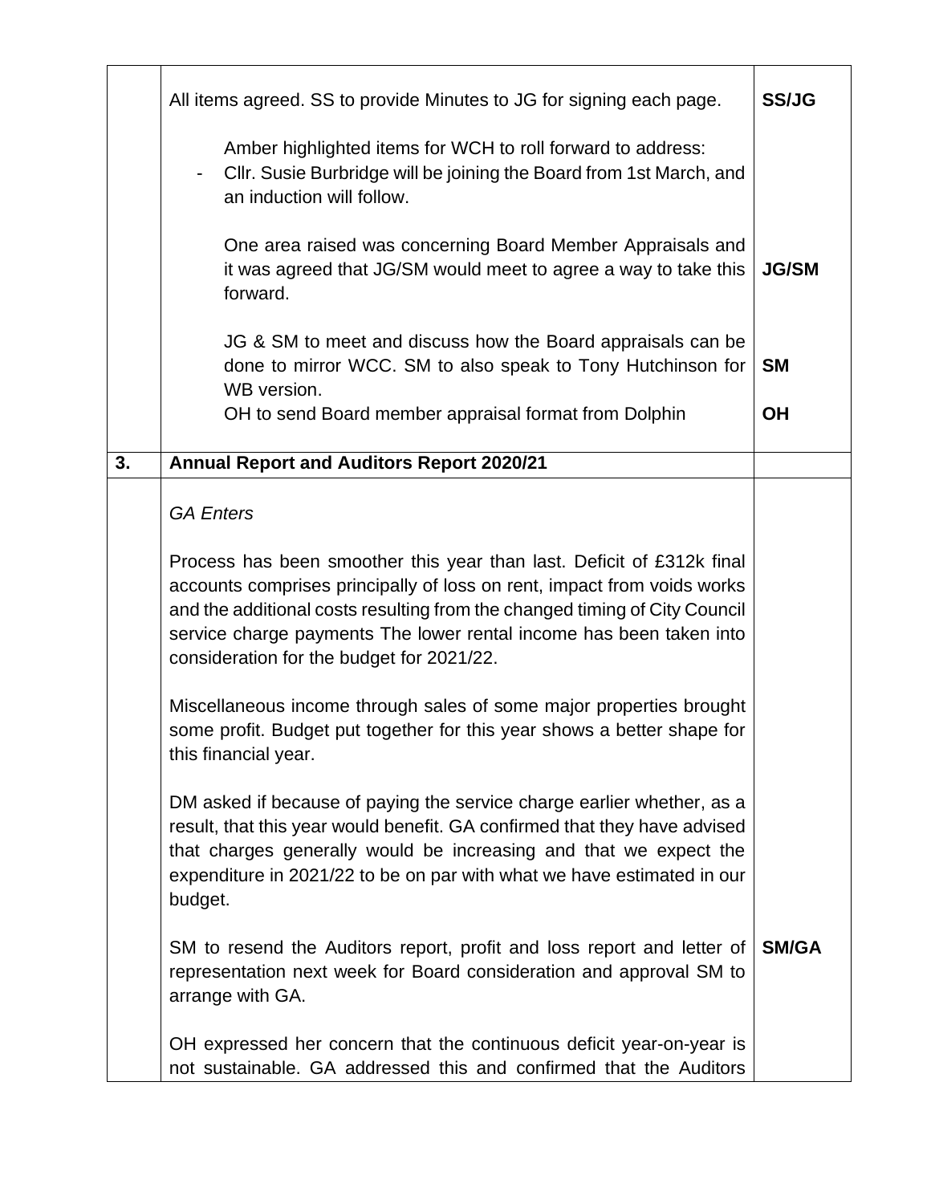| | | |
|---|---|---|
| | All items agreed. SS to provide Minutes to JG for signing each page. | **SS/JG** |
| | Amber highlighted items for WCH to roll forward to address:<br>- Cllr. Susie Burbridge will be joining the Board from 1st March, and an induction will follow. | |
| | One area raised was concerning Board Member Appraisals and it was agreed that JG/SM would meet to agree a way to take this forward. | **JG/SM** |
| | JG & SM to meet and discuss how the Board appraisals can be done to mirror WCC. SM to also speak to Tony Hutchinson for WB version. | **SM** |
| | OH to send Board member appraisal format from Dolphin | **OH** |
| **3.** | **Annual Report and Auditors Report 2020/21** | |
| | *GA Enters* | |
| | Process has been smoother this year than last. Deficit of £312k final accounts comprises principally of loss on rent, impact from voids works and the additional costs resulting from the changed timing of City Council service charge payments The lower rental income has been taken into consideration for the budget for 2021/22. | |
| | Miscellaneous income through sales of some major properties brought some profit. Budget put together for this year shows a better shape for this financial year. | |
| | DM asked if because of paying the service charge earlier whether, as a result, that this year would benefit. GA confirmed that they have advised that charges generally would be increasing and that we expect the expenditure in 2021/22 to be on par with what we have estimated in our budget. | |
| | SM to resend the Auditors report, profit and loss report and letter of representation next week for Board consideration and approval SM to arrange with GA. | **SM/GA** |
| | OH expressed her concern that the continuous deficit year-on-year is not sustainable. GA addressed this and confirmed that the Auditors | |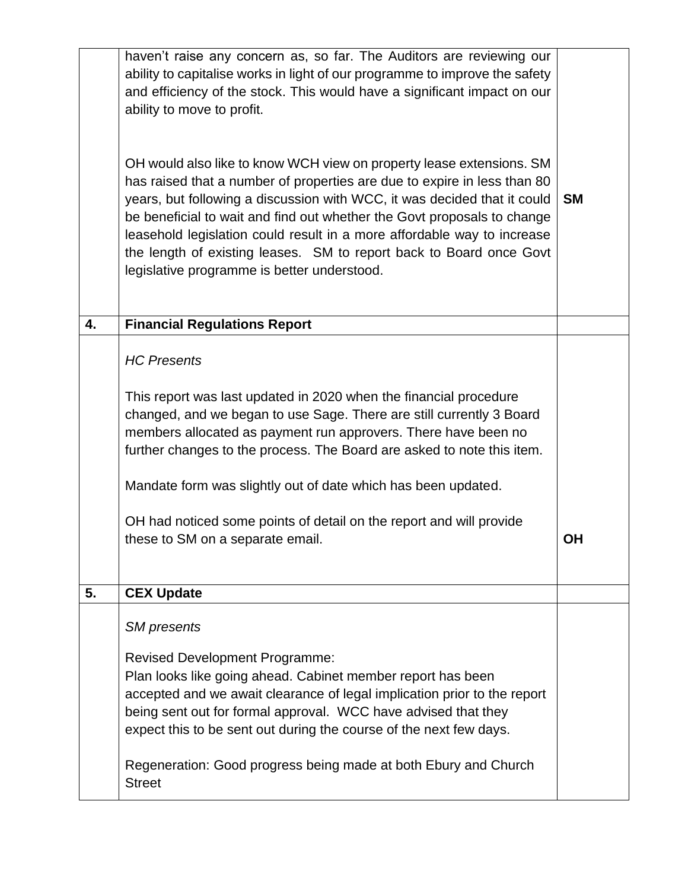| | | |
|---|---|---|
| | haven't raise any concern as, so far. The Auditors are reviewing our ability to capitalise works in light of our programme to improve the safety and efficiency of the stock. This would have a significant impact on our ability to move to profit.<br><br>OH would also like to know WCH view on property lease extensions. SM has raised that a number of properties are due to expire in less than 80 years, but following a discussion with WCC, it was decided that it could be beneficial to wait and find out whether the Govt proposals to change leasehold legislation could result in a more affordable way to increase the length of existing leases. SM to report back to Board once Govt legislative programme is better understood. | **SM** |
| **4.** | **Financial Regulations Report** | |
| | *HC Presents*<br><br>This report was last updated in 2020 when the financial procedure changed, and we began to use Sage. There are still currently 3 Board members allocated as payment run approvers. There have been no further changes to the process. The Board are asked to note this item.<br><br>Mandate form was slightly out of date which has been updated.<br><br>OH had noticed some points of detail on the report and will provide these to SM on a separate email. | **OH** |
| **5.** | **CEX Update** | |
| | *SM presents*<br><br>Revised Development Programme:<br>Plan looks like going ahead. Cabinet member report has been accepted and we await clearance of legal implication prior to the report being sent out for formal approval. WCC have advised that they expect this to be sent out during the course of the next few days.<br><br>Regeneration: Good progress being made at both Ebury and Church Street | |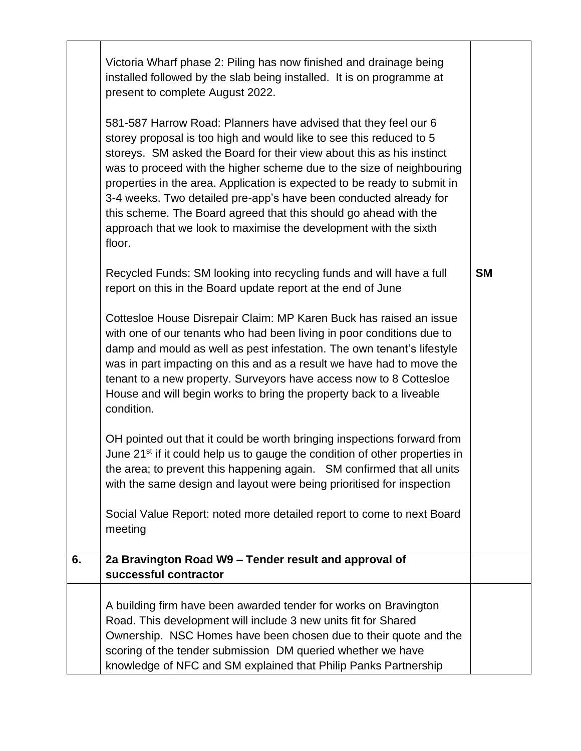| | | |
|---|---|---|
| | Victoria Wharf phase 2: Piling has now finished and drainage being installed followed by the slab being installed. It is on programme at present to complete August 2022.<br><br>581-587 Harrow Road: Planners have advised that they feel our 6 storey proposal is too high and would like to see this reduced to 5 storeys. SM asked the Board for their view about this as his instinct was to proceed with the higher scheme due to the size of neighbouring properties in the area. Application is expected to be ready to submit in 3-4 weeks. Two detailed pre-app's have been conducted already for this scheme. The Board agreed that this should go ahead with the approach that we look to maximise the development with the sixth floor.<br><br>Recycled Funds: SM looking into recycling funds and will have a full report on this in the Board update report at the end of June<br><br>Cottesloe House Disrepair Claim: MP Karen Buck has raised an issue with one of our tenants who had been living in poor conditions due to damp and mould as well as pest infestation. The own tenant's lifestyle was in part impacting on this and as a result we have had to move the tenant to a new property. Surveyors have access now to 8 Cottesloe House and will begin works to bring the property back to a liveable condition.<br><br>OH pointed out that it could be worth bringing inspections forward from June 21st if it could help us to gauge the condition of other properties in the area; to prevent this happening again. SM confirmed that all units with the same design and layout were being prioritised for inspection<br><br>Social Value Report: noted more detailed report to come to next Board meeting | **SM** |
| **6.** | **2a Bravington Road W9 – Tender result and approval of successful contractor** | |
| | A building firm have been awarded tender for works on Bravington Road. This development will include 3 new units fit for Shared Ownership. NSC Homes have been chosen due to their quote and the scoring of the tender submission DM queried whether we have knowledge of NFC and SM explained that Philip Panks Partnership | |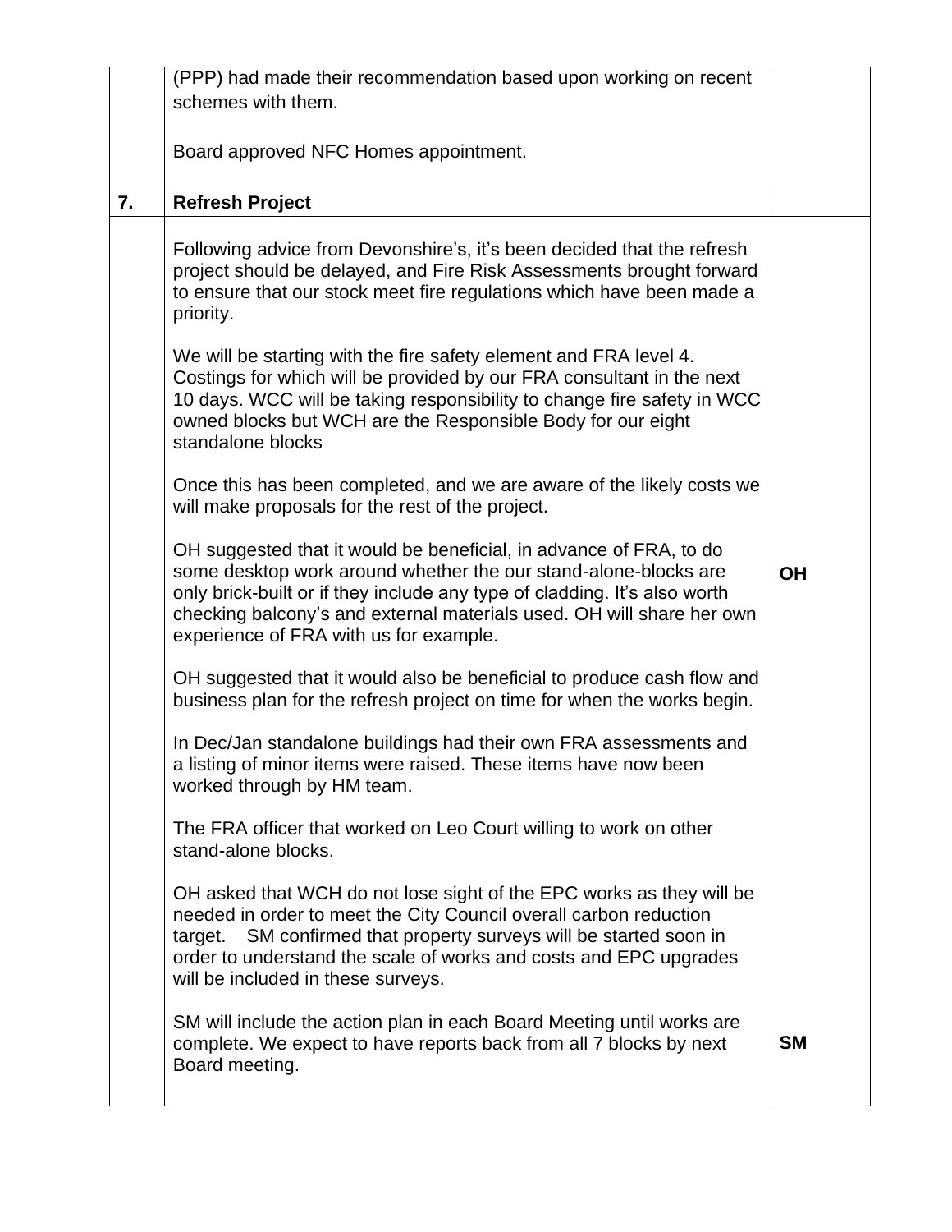| | | |
|---|---|---|
| | (PPP) had made their recommendation based upon working on recent schemes with them.<br><br>Board approved NFC Homes appointment. | |
| **7.** | **Refresh Project** | |
| | Following advice from Devonshire's, it's been decided that the refresh project should be delayed, and Fire Risk Assessments brought forward to ensure that our stock meet fire regulations which have been made a priority.<br><br>We will be starting with the fire safety element and FRA level 4. Costings for which will be provided by our FRA consultant in the next 10 days. WCC will be taking responsibility to change fire safety in WCC owned blocks but WCH are the Responsible Body for our eight standalone blocks<br><br>Once this has been completed, and we are aware of the likely costs we will make proposals for the rest of the project.<br><br>OH suggested that it would be beneficial, in advance of FRA, to do some desktop work around whether the our stand-alone-blocks are only brick-built or if they include any type of cladding. It's also worth checking balcony's and external materials used. OH will share her own experience of FRA with us for example.<br><br>OH suggested that it would also be beneficial to produce cash flow and business plan for the refresh project on time for when the works begin.<br><br>In Dec/Jan standalone buildings had their own FRA assessments and a listing of minor items were raised. These items have now been worked through by HM team.<br><br>The FRA officer that worked on Leo Court willing to work on other stand-alone blocks.<br><br>OH asked that WCH do not lose sight of the EPC works as they will be needed in order to meet the City Council overall carbon reduction target. SM confirmed that property surveys will be started soon in order to understand the scale of works and costs and EPC upgrades will be included in these surveys.<br><br>SM will include the action plan in each Board Meeting until works are complete. We expect to have reports back from all 7 blocks by next Board meeting. | **OH**<br><br><br><br><br><br><br><br><br><br><br><br>**SM** |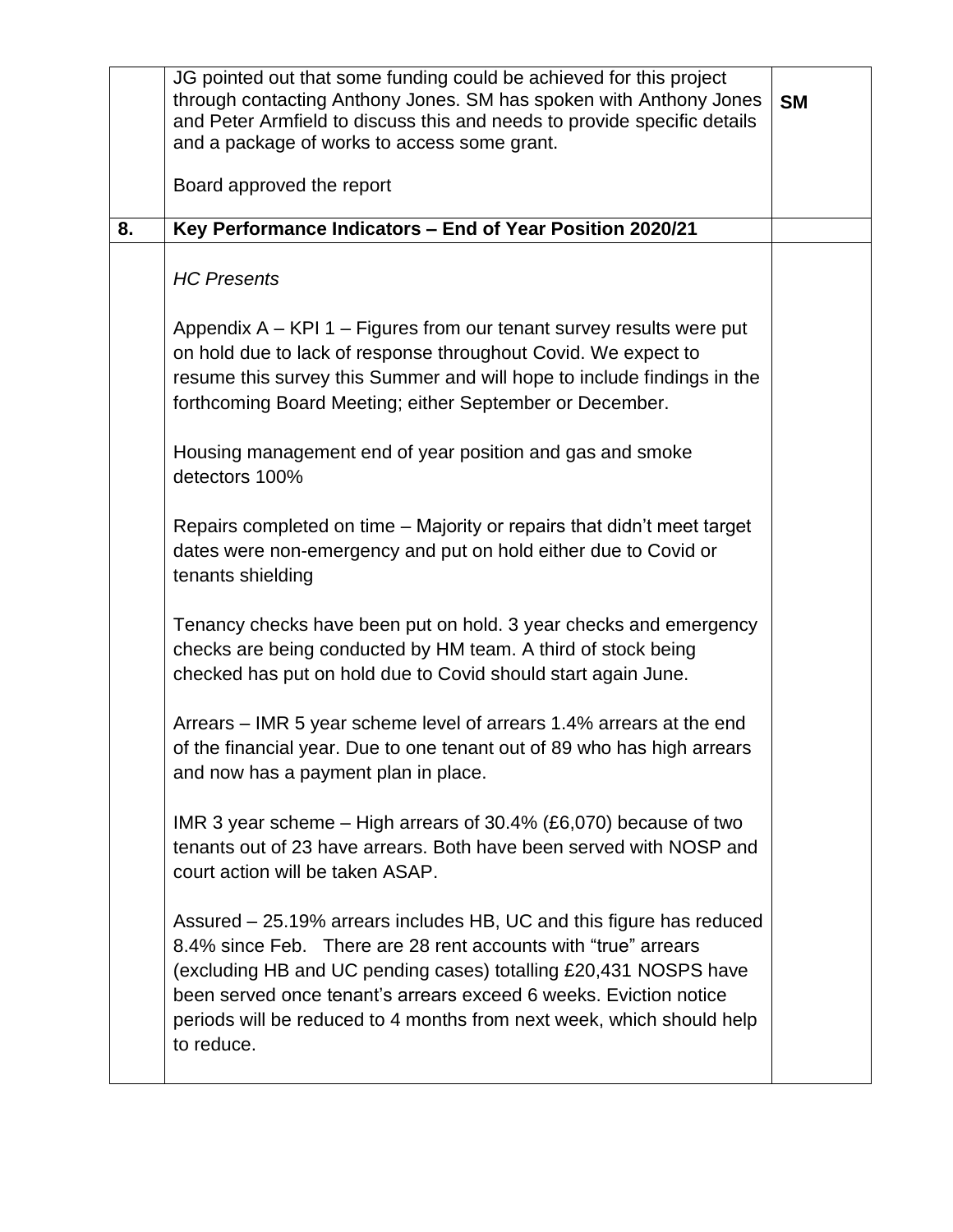|  |  |  |
|---|---|---|
|  | JG pointed out that some funding could be achieved for this project through contacting Anthony Jones. SM has spoken with Anthony Jones and Peter Armfield to discuss this and needs to provide specific details and a package of works to access some grant.<br><br>Board approved the report | **SM** |
| **8.** | **Key Performance Indicators – End of Year Position 2020/21** |  |
|  | *HC Presents*<br><br>Appendix A – KPI 1 – Figures from our tenant survey results were put on hold due to lack of response throughout Covid. We expect to resume this survey this Summer and will hope to include findings in the forthcoming Board Meeting; either September or December.<br><br>Housing management end of year position and gas and smoke detectors 100%<br><br>Repairs completed on time – Majority or repairs that didn't meet target dates were non-emergency and put on hold either due to Covid or tenants shielding<br><br>Tenancy checks have been put on hold. 3 year checks and emergency checks are being conducted by HM team. A third of stock being checked has put on hold due to Covid should start again June.<br><br>Arrears – IMR 5 year scheme level of arrears 1.4% arrears at the end of the financial year. Due to one tenant out of 89 who has high arrears and now has a payment plan in place.<br><br>IMR 3 year scheme – High arrears of 30.4% (£6,070) because of two tenants out of 23 have arrears. Both have been served with NOSP and court action will be taken ASAP.<br><br>Assured – 25.19% arrears includes HB, UC and this figure has reduced 8.4% since Feb. There are 28 rent accounts with "true" arrears (excluding HB and UC pending cases) totalling £20,431 NOSPS have been served once tenant's arrears exceed 6 weeks. Eviction notice periods will be reduced to 4 months from next week, which should help to reduce. |  |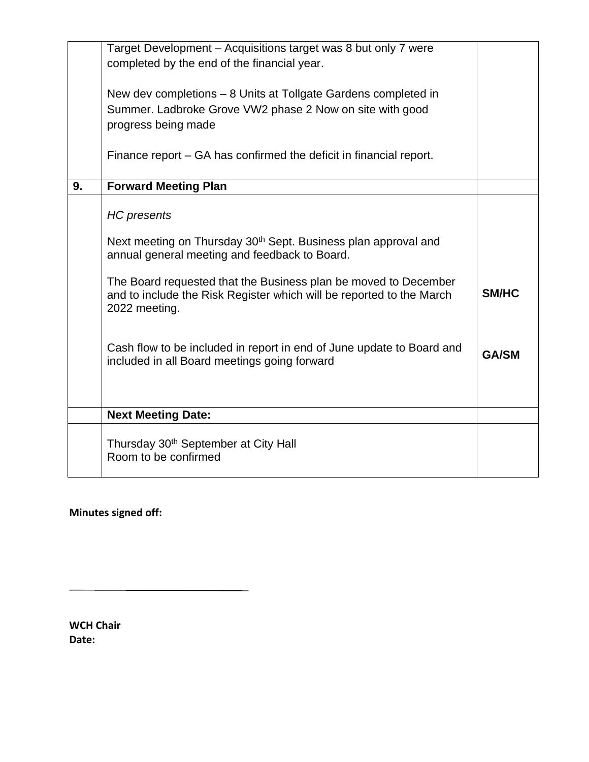| | | |
|---|---|---|
| | Target Development – Acquisitions target was 8 but only 7 were completed by the end of the financial year.<br><br>New dev completions – 8 Units at Tollgate Gardens completed in Summer. Ladbroke Grove VW2 phase 2 Now on site with good progress being made<br><br>Finance report – GA has confirmed the deficit in financial report. | |
| **9.** | **Forward Meeting Plan** | |
| | *HC presents*<br><br>Next meeting on Thursday 30th Sept. Business plan approval and annual general meeting and feedback to Board.<br><br>The Board requested that the Business plan be moved to December and to include the Risk Register which will be reported to the March 2022 meeting.<br><br>Cash flow to be included in report in end of June update to Board and included in all Board meetings going forward | **SM/HC**<br><br>**GA/SM** |
| | **Next Meeting Date:** | |
| | Thursday 30th September at City Hall<br>Room to be confirmed | |

**Minutes signed off:**

\_\_\_\_\_\_\_\_\_\_\_\_\_\_\_\_\_\_\_\_\_\_\_\_\_\_\_\_\_\_\_\_

**WCH Chair**
**Date:**